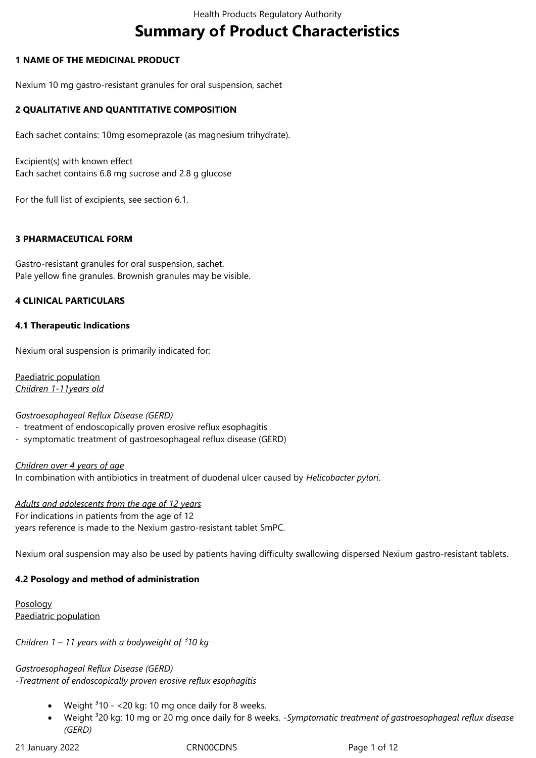# Summary of Product Characteristics

## 1 NAME OF THE MEDICINAL PRODUCT

Nexium 10 mg gastro-resistant granules for oral suspension, sachet

## 2 QUALITATIVE AND QUANTITATIVE COMPOSITION

Each sachet contains: 10mg esomeprazole (as magnesium trihydrate).

Excipient(s) with known effect
Each sachet contains 6.8 mg sucrose and 2.8 g glucose

For the full list of excipients, see section 6.1.

## 3 PHARMACEUTICAL FORM

Gastro-resistant granules for oral suspension, sachet.
Pale yellow fine granules. Brownish granules may be visible.

## 4 CLINICAL PARTICULARS

### 4.1 Therapeutic Indications

Nexium oral suspension is primarily indicated for:

Paediatric population
*Children 1-11years old*

*Gastroesophageal Reflux Disease (GERD)*
- treatment of endoscopically proven erosive reflux esophagitis
- symptomatic treatment of gastroesophageal reflux disease (GERD)

*Children over 4 years of age*
In combination with antibiotics in treatment of duodenal ulcer caused by *Helicobacter pylori*.

*Adults and adolescents from the age of 12 years*
For indications in patients from the age of 12
years reference is made to the Nexium gastro-resistant tablet SmPC.

Nexium oral suspension may also be used by patients having difficulty swallowing dispersed Nexium gastro-resistant tablets.

### 4.2 Posology and method of administration

Posology
Paediatric population

*Children 1 – 11 years with a bodyweight of ≥10 kg*

*Gastroesophageal Reflux Disease (GERD)*
*-Treatment of endoscopically proven erosive reflux esophagitis*

- Weight ≥10 - <20 kg: 10 mg once daily for 8 weeks.
- Weight ≥20 kg: 10 mg or 20 mg once daily for 8 weeks. -*Symptomatic treatment of gastroesophageal reflux disease (GERD)*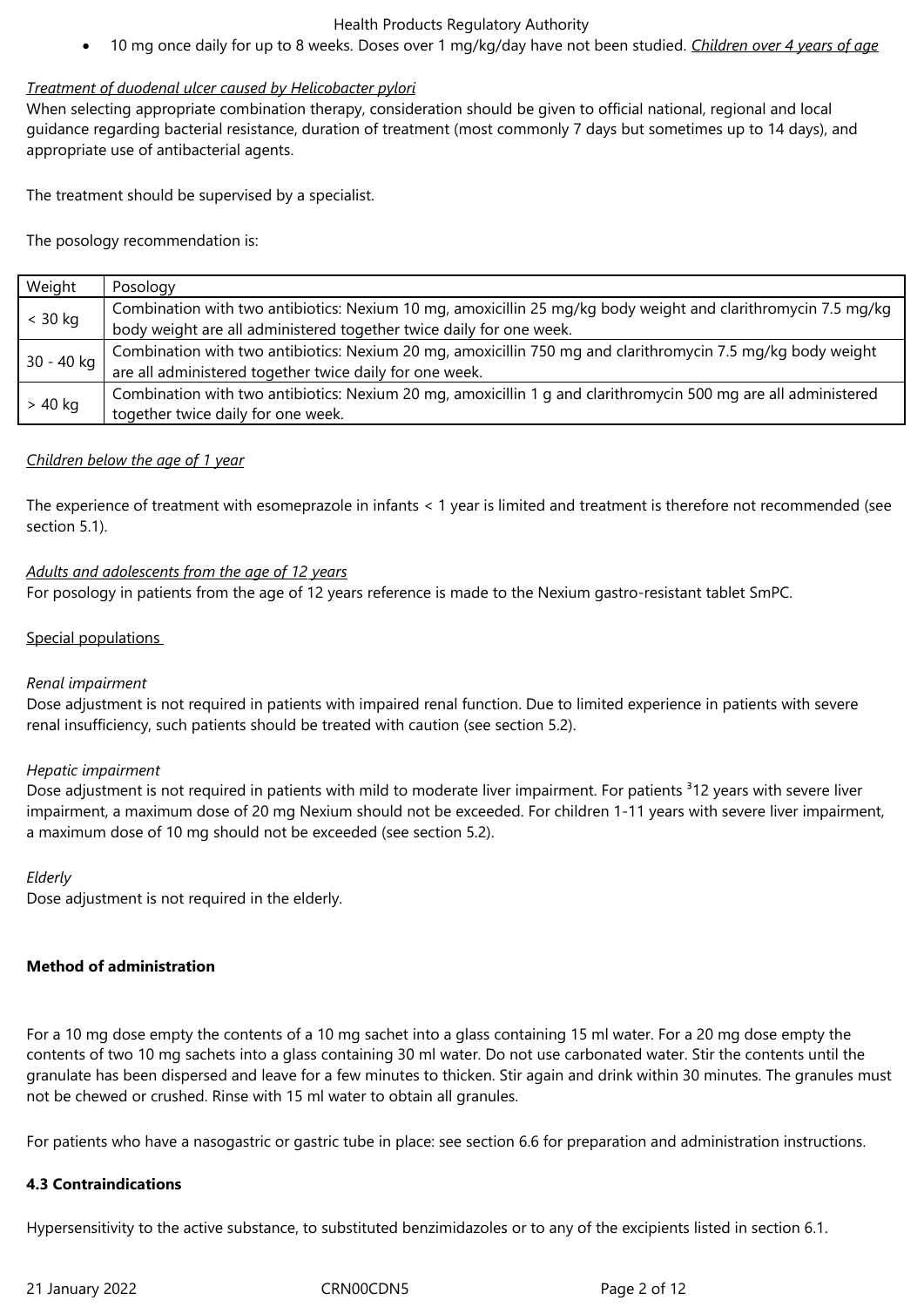- 10 mg once daily for up to 8 weeks. Doses over 1 mg/kg/day have not been studied. *Children over 4 years of age*

*Treatment of duodenal ulcer caused by Helicobacter pylori*
When selecting appropriate combination therapy, consideration should be given to official national, regional and local guidance regarding bacterial resistance, duration of treatment (most commonly 7 days but sometimes up to 14 days), and appropriate use of antibacterial agents.

The treatment should be supervised by a specialist.

The posology recommendation is:

| Weight | Posology |
|---|---|
| < 30 kg | Combination with two antibiotics: Nexium 10 mg, amoxicillin 25 mg/kg body weight and clarithromycin 7.5 mg/kg body weight are all administered together twice daily for one week. |
| 30 - 40 kg | Combination with two antibiotics: Nexium 20 mg, amoxicillin 750 mg and clarithromycin 7.5 mg/kg body weight are all administered together twice daily for one week. |
| > 40 kg | Combination with two antibiotics: Nexium 20 mg, amoxicillin 1 g and clarithromycin 500 mg are all administered together twice daily for one week. |

*Children below the age of 1 year*

The experience of treatment with esomeprazole in infants < 1 year is limited and treatment is therefore not recommended (see section 5.1).

*Adults and adolescents from the age of 12 years*
For posology in patients from the age of 12 years reference is made to the Nexium gastro-resistant tablet SmPC.

Special populations

*Renal impairment*
Dose adjustment is not required in patients with impaired renal function. Due to limited experience in patients with severe renal insufficiency, such patients should be treated with caution (see section 5.2).

*Hepatic impairment*
Dose adjustment is not required in patients with mild to moderate liver impairment. For patients ³12 years with severe liver impairment, a maximum dose of 20 mg Nexium should not be exceeded. For children 1-11 years with severe liver impairment, a maximum dose of 10 mg should not be exceeded (see section 5.2).

*Elderly*
Dose adjustment is not required in the elderly.

**Method of administration**

For a 10 mg dose empty the contents of a 10 mg sachet into a glass containing 15 ml water. For a 20 mg dose empty the contents of two 10 mg sachets into a glass containing 30 ml water. Do not use carbonated water. Stir the contents until the granulate has been dispersed and leave for a few minutes to thicken. Stir again and drink within 30 minutes. The granules must not be chewed or crushed. Rinse with 15 ml water to obtain all granules.

For patients who have a nasogastric or gastric tube in place: see section 6.6 for preparation and administration instructions.

**4.3 Contraindications**

Hypersensitivity to the active substance, to substituted benzimidazoles or to any of the excipients listed in section 6.1.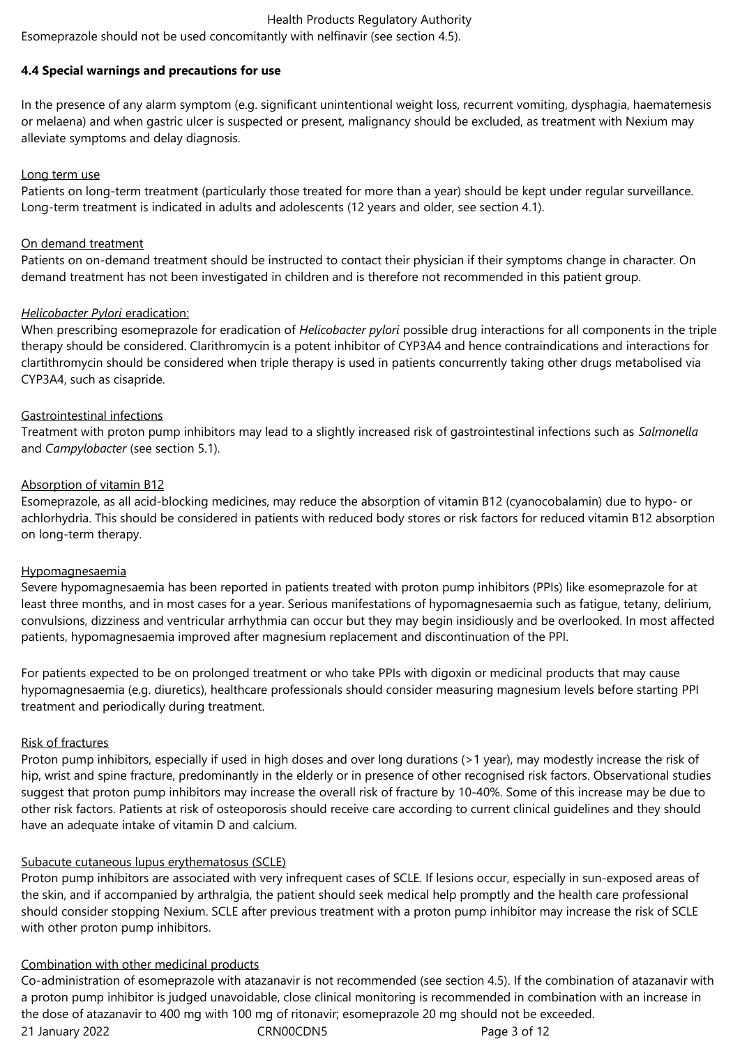Esomeprazole should not be used concomitantly with nelfinavir (see section 4.5).

**4.4 Special warnings and precautions for use**

In the presence of any alarm symptom (e.g. significant unintentional weight loss, recurrent vomiting, dysphagia, haematemesis or melaena) and when gastric ulcer is suspected or present, malignancy should be excluded, as treatment with Nexium may alleviate symptoms and delay diagnosis.

Long term use

Patients on long-term treatment (particularly those treated for more than a year) should be kept under regular surveillance. Long-term treatment is indicated in adults and adolescents (12 years and older, see section 4.1).

On demand treatment

Patients on on-demand treatment should be instructed to contact their physician if their symptoms change in character. On demand treatment has not been investigated in children and is therefore not recommended in this patient group.

*Helicobacter Pylori* eradication:

When prescribing esomeprazole for eradication of *Helicobacter pylori* possible drug interactions for all components in the triple therapy should be considered. Clarithromycin is a potent inhibitor of CYP3A4 and hence contraindications and interactions for clartithromycin should be considered when triple therapy is used in patients concurrently taking other drugs metabolised via CYP3A4, such as cisapride.

Gastrointestinal infections

Treatment with proton pump inhibitors may lead to a slightly increased risk of gastrointestinal infections such as *Salmonella* and *Campylobacter* (see section 5.1).

Absorption of vitamin B12

Esomeprazole, as all acid-blocking medicines, may reduce the absorption of vitamin B12 (cyanocobalamin) due to hypo- or achlorhydria. This should be considered in patients with reduced body stores or risk factors for reduced vitamin B12 absorption on long-term therapy.

Hypomagnesaemia

Severe hypomagnesaemia has been reported in patients treated with proton pump inhibitors (PPIs) like esomeprazole for at least three months, and in most cases for a year. Serious manifestations of hypomagnesaemia such as fatigue, tetany, delirium, convulsions, dizziness and ventricular arrhythmia can occur but they may begin insidiously and be overlooked. In most affected patients, hypomagnesaemia improved after magnesium replacement and discontinuation of the PPI.

For patients expected to be on prolonged treatment or who take PPIs with digoxin or medicinal products that may cause hypomagnesaemia (e.g. diuretics), healthcare professionals should consider measuring magnesium levels before starting PPI treatment and periodically during treatment.

Risk of fractures

Proton pump inhibitors, especially if used in high doses and over long durations (>1 year), may modestly increase the risk of hip, wrist and spine fracture, predominantly in the elderly or in presence of other recognised risk factors. Observational studies suggest that proton pump inhibitors may increase the overall risk of fracture by 10-40%. Some of this increase may be due to other risk factors. Patients at risk of osteoporosis should receive care according to current clinical guidelines and they should have an adequate intake of vitamin D and calcium.

Subacute cutaneous lupus erythematosus (SCLE)

Proton pump inhibitors are associated with very infrequent cases of SCLE. If lesions occur, especially in sun-exposed areas of the skin, and if accompanied by arthralgia, the patient should seek medical help promptly and the health care professional should consider stopping Nexium. SCLE after previous treatment with a proton pump inhibitor may increase the risk of SCLE with other proton pump inhibitors.

Combination with other medicinal products

Co-administration of esomeprazole with atazanavir is not recommended (see section 4.5). If the combination of atazanavir with a proton pump inhibitor is judged unavoidable, close clinical monitoring is recommended in combination with an increase in the dose of atazanavir to 400 mg with 100 mg of ritonavir; esomeprazole 20 mg should not be exceeded.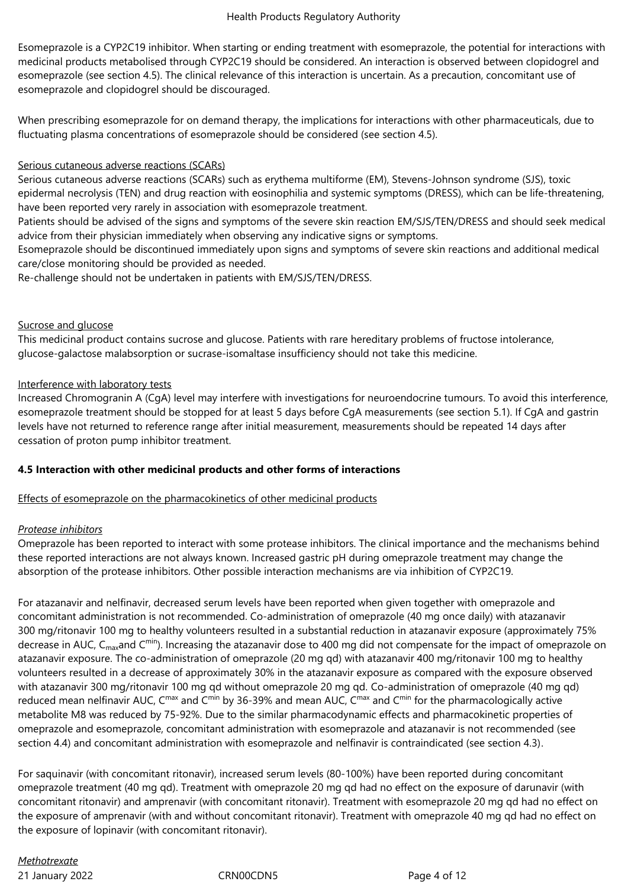Esomeprazole is a CYP2C19 inhibitor. When starting or ending treatment with esomeprazole, the potential for interactions with medicinal products metabolised through CYP2C19 should be considered. An interaction is observed between clopidogrel and esomeprazole (see section 4.5). The clinical relevance of this interaction is uncertain. As a precaution, concomitant use of esomeprazole and clopidogrel should be discouraged.

When prescribing esomeprazole for on demand therapy, the implications for interactions with other pharmaceuticals, due to fluctuating plasma concentrations of esomeprazole should be considered (see section 4.5).

Serious cutaneous adverse reactions (SCARs)

Serious cutaneous adverse reactions (SCARs) such as erythema multiforme (EM), Stevens-Johnson syndrome (SJS), toxic epidermal necrolysis (TEN) and drug reaction with eosinophilia and systemic symptoms (DRESS), which can be life-threatening, have been reported very rarely in association with esomeprazole treatment.

Patients should be advised of the signs and symptoms of the severe skin reaction EM/SJS/TEN/DRESS and should seek medical advice from their physician immediately when observing any indicative signs or symptoms.

Esomeprazole should be discontinued immediately upon signs and symptoms of severe skin reactions and additional medical care/close monitoring should be provided as needed.

Re-challenge should not be undertaken in patients with EM/SJS/TEN/DRESS.

Sucrose and glucose

This medicinal product contains sucrose and glucose. Patients with rare hereditary problems of fructose intolerance, glucose-galactose malabsorption or sucrase-isomaltase insufficiency should not take this medicine.

Interference with laboratory tests

Increased Chromogranin A (CgA) level may interfere with investigations for neuroendocrine tumours. To avoid this interference, esomeprazole treatment should be stopped for at least 5 days before CgA measurements (see section 5.1). If CgA and gastrin levels have not returned to reference range after initial measurement, measurements should be repeated 14 days after cessation of proton pump inhibitor treatment.

**4.5 Interaction with other medicinal products and other forms of interactions**

Effects of esomeprazole on the pharmacokinetics of other medicinal products

*Protease inhibitors*

Omeprazole has been reported to interact with some protease inhibitors. The clinical importance and the mechanisms behind these reported interactions are not always known. Increased gastric pH during omeprazole treatment may change the absorption of the protease inhibitors. Other possible interaction mechanisms are via inhibition of CYP2C19.

For atazanavir and nelfinavir, decreased serum levels have been reported when given together with omeprazole and concomitant administration is not recommended. Co-administration of omeprazole (40 mg once daily) with atazanavir 300 mg/ritonavir 100 mg to healthy volunteers resulted in a substantial reduction in atazanavir exposure (approximately 75% decrease in AUC, $C_{max}$ and $C^{min}$). Increasing the atazanavir dose to 400 mg did not compensate for the impact of omeprazole on atazanavir exposure. The co-administration of omeprazole (20 mg qd) with atazanavir 400 mg/ritonavir 100 mg to healthy volunteers resulted in a decrease of approximately 30% in the atazanavir exposure as compared with the exposure observed with atazanavir 300 mg/ritonavir 100 mg qd without omeprazole 20 mg qd. Co-administration of omeprazole (40 mg qd) reduced mean nelfinavir AUC, $C^{max}$ and $C^{min}$ by 36-39% and mean AUC, $C^{max}$ and $C^{min}$ for the pharmacologically active metabolite M8 was reduced by 75-92%. Due to the similar pharmacodynamic effects and pharmacokinetic properties of omeprazole and esomeprazole, concomitant administration with esomeprazole and atazanavir is not recommended (see section 4.4) and concomitant administration with esomeprazole and nelfinavir is contraindicated (see section 4.3).

For saquinavir (with concomitant ritonavir), increased serum levels (80-100%) have been reported during concomitant omeprazole treatment (40 mg qd). Treatment with omeprazole 20 mg qd had no effect on the exposure of darunavir (with concomitant ritonavir) and amprenavir (with concomitant ritonavir). Treatment with esomeprazole 20 mg qd had no effect on the exposure of amprenavir (with and without concomitant ritonavir). Treatment with omeprazole 40 mg qd had no effect on the exposure of lopinavir (with concomitant ritonavir).

*Methotrexate*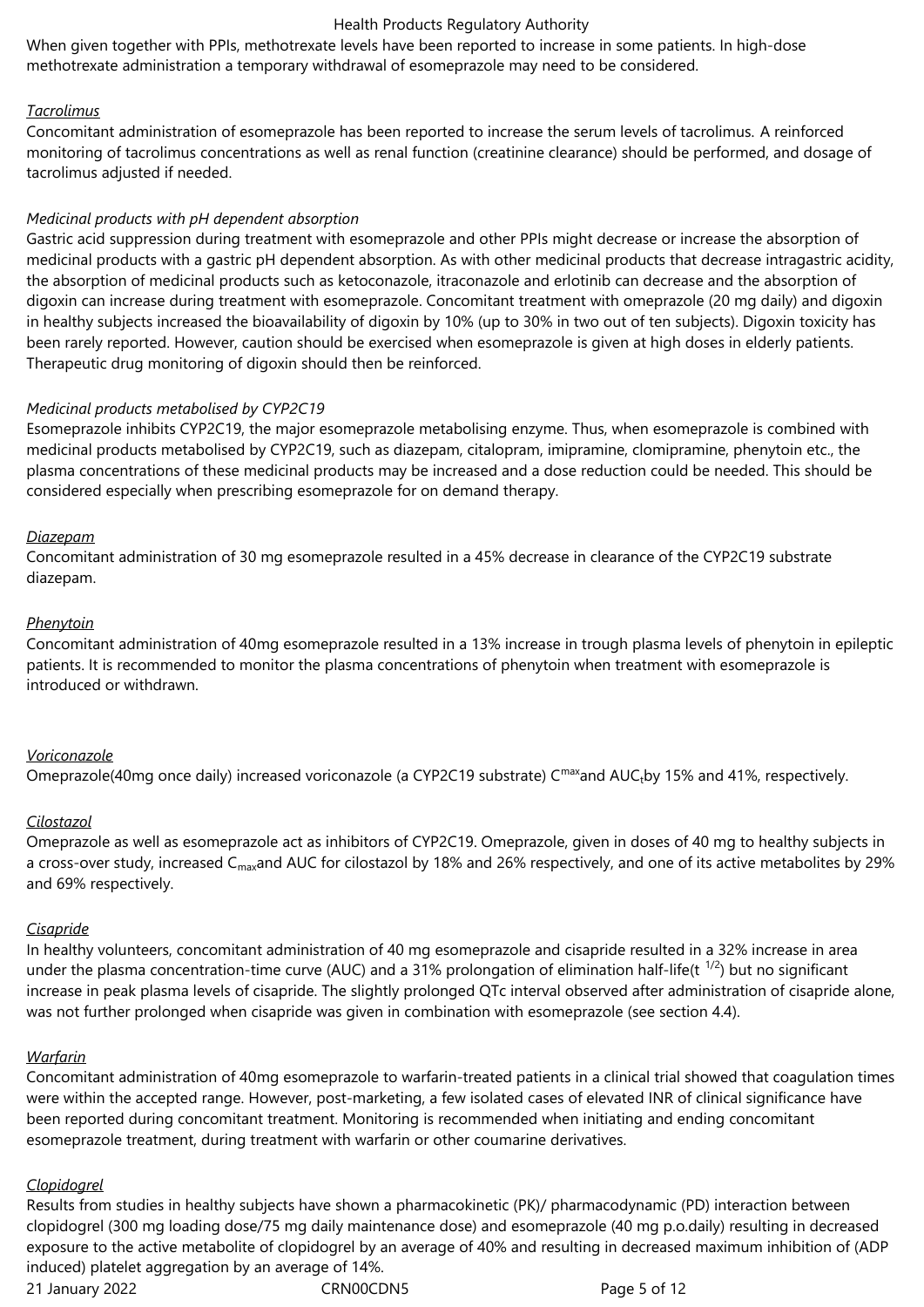When given together with PPIs, methotrexate levels have been reported to increase in some patients. In high-dose methotrexate administration a temporary withdrawal of esomeprazole may need to be considered.

_Tacrolimus_
Concomitant administration of esomeprazole has been reported to increase the serum levels of tacrolimus. A reinforced monitoring of tacrolimus concentrations as well as renal function (creatinine clearance) should be performed, and dosage of tacrolimus adjusted if needed.

*Medicinal products with pH dependent absorption*
Gastric acid suppression during treatment with esomeprazole and other PPIs might decrease or increase the absorption of medicinal products with a gastric pH dependent absorption. As with other medicinal products that decrease intragastric acidity, the absorption of medicinal products such as ketoconazole, itraconazole and erlotinib can decrease and the absorption of digoxin can increase during treatment with esomeprazole. Concomitant treatment with omeprazole (20 mg daily) and digoxin in healthy subjects increased the bioavailability of digoxin by 10% (up to 30% in two out of ten subjects). Digoxin toxicity has been rarely reported. However, caution should be exercised when esomeprazole is given at high doses in elderly patients. Therapeutic drug monitoring of digoxin should then be reinforced.

*Medicinal products metabolised by CYP2C19*
Esomeprazole inhibits CYP2C19, the major esomeprazole metabolising enzyme. Thus, when esomeprazole is combined with medicinal products metabolised by CYP2C19, such as diazepam, citalopram, imipramine, clomipramine, phenytoin etc., the plasma concentrations of these medicinal products may be increased and a dose reduction could be needed. This should be considered especially when prescribing esomeprazole for on demand therapy.

_Diazepam_
Concomitant administration of 30 mg esomeprazole resulted in a 45% decrease in clearance of the CYP2C19 substrate diazepam.

_Phenytoin_
Concomitant administration of 40mg esomeprazole resulted in a 13% increase in trough plasma levels of phenytoin in epileptic patients. It is recommended to monitor the plasma concentrations of phenytoin when treatment with esomeprazole is introduced or withdrawn.

_Voriconazole_
Omeprazole(40mg once daily) increased voriconazole (a CYP2C19 substrate) $C^{max}$and $AUC_t$by 15% and 41%, respectively.

_Cilostazol_
Omeprazole as well as esomeprazole act as inhibitors of CYP2C19. Omeprazole, given in doses of 40 mg to healthy subjects in a cross-over study, increased $C_{max}$and AUC for cilostazol by 18% and 26% respectively, and one of its active metabolites by 29% and 69% respectively.

_Cisapride_
In healthy volunteers, concomitant administration of 40 mg esomeprazole and cisapride resulted in a 32% increase in area under the plasma concentration-time curve (AUC) and a 31% prolongation of elimination half-life($t^{1/2}$) but no significant increase in peak plasma levels of cisapride. The slightly prolonged QTc interval observed after administration of cisapride alone, was not further prolonged when cisapride was given in combination with esomeprazole (see section 4.4).

_Warfarin_
Concomitant administration of 40mg esomeprazole to warfarin-treated patients in a clinical trial showed that coagulation times were within the accepted range. However, post-marketing, a few isolated cases of elevated INR of clinical significance have been reported during concomitant treatment. Monitoring is recommended when initiating and ending concomitant esomeprazole treatment, during treatment with warfarin or other coumarine derivatives.

_Clopidogrel_
Results from studies in healthy subjects have shown a pharmacokinetic (PK)/ pharmacodynamic (PD) interaction between clopidogrel (300 mg loading dose/75 mg daily maintenance dose) and esomeprazole (40 mg p.o.daily) resulting in decreased exposure to the active metabolite of clopidogrel by an average of 40% and resulting in decreased maximum inhibition of (ADP induced) platelet aggregation by an average of 14%.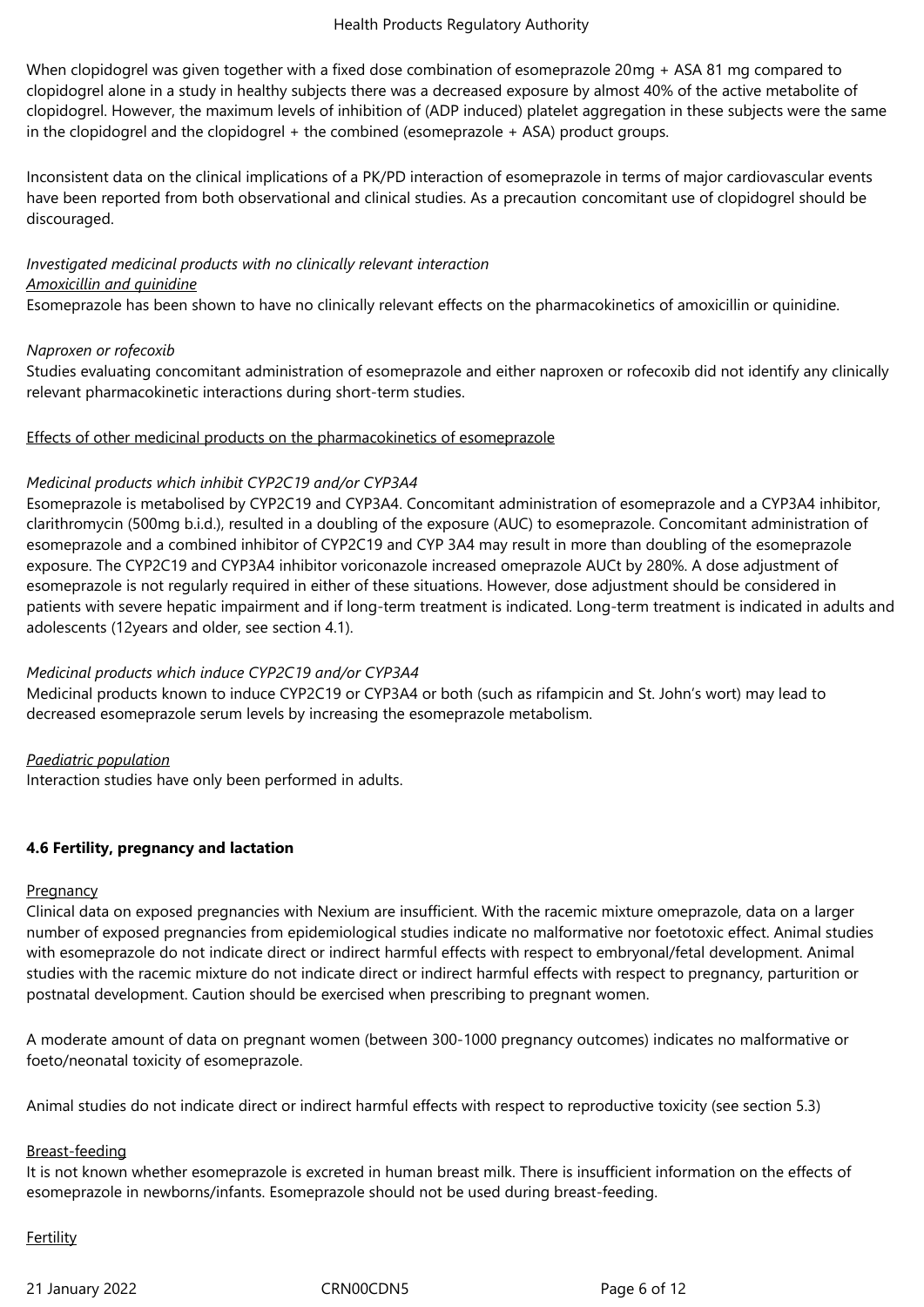When clopidogrel was given together with a fixed dose combination of esomeprazole 20mg + ASA 81 mg compared to clopidogrel alone in a study in healthy subjects there was a decreased exposure by almost 40% of the active metabolite of clopidogrel. However, the maximum levels of inhibition of (ADP induced) platelet aggregation in these subjects were the same in the clopidogrel and the clopidogrel + the combined (esomeprazole + ASA) product groups.

Inconsistent data on the clinical implications of a PK/PD interaction of esomeprazole in terms of major cardiovascular events have been reported from both observational and clinical studies. As a precaution concomitant use of clopidogrel should be discouraged.

*Investigated medicinal products with no clinically relevant interaction*
*Amoxicillin and quinidine*
Esomeprazole has been shown to have no clinically relevant effects on the pharmacokinetics of amoxicillin or quinidine.

*Naproxen or rofecoxib*
Studies evaluating concomitant administration of esomeprazole and either naproxen or rofecoxib did not identify any clinically relevant pharmacokinetic interactions during short-term studies.

Effects of other medicinal products on the pharmacokinetics of esomeprazole

*Medicinal products which inhibit CYP2C19 and/or CYP3A4*
Esomeprazole is metabolised by CYP2C19 and CYP3A4. Concomitant administration of esomeprazole and a CYP3A4 inhibitor, clarithromycin (500mg b.i.d.), resulted in a doubling of the exposure (AUC) to esomeprazole. Concomitant administration of esomeprazole and a combined inhibitor of CYP2C19 and CYP 3A4 may result in more than doubling of the esomeprazole exposure. The CYP2C19 and CYP3A4 inhibitor voriconazole increased omeprazole AUCt by 280%. A dose adjustment of esomeprazole is not regularly required in either of these situations. However, dose adjustment should be considered in patients with severe hepatic impairment and if long-term treatment is indicated. Long-term treatment is indicated in adults and adolescents (12years and older, see section 4.1).

*Medicinal products which induce CYP2C19 and/or CYP3A4*
Medicinal products known to induce CYP2C19 or CYP3A4 or both (such as rifampicin and St. John's wort) may lead to decreased esomeprazole serum levels by increasing the esomeprazole metabolism.

*Paediatric population*
Interaction studies have only been performed in adults.

### 4.6 Fertility, pregnancy and lactation

Pregnancy
Clinical data on exposed pregnancies with Nexium are insufficient. With the racemic mixture omeprazole, data on a larger number of exposed pregnancies from epidemiological studies indicate no malformative nor foetotoxic effect. Animal studies with esomeprazole do not indicate direct or indirect harmful effects with respect to embryonal/fetal development. Animal studies with the racemic mixture do not indicate direct or indirect harmful effects with respect to pregnancy, parturition or postnatal development. Caution should be exercised when prescribing to pregnant women.

A moderate amount of data on pregnant women (between 300-1000 pregnancy outcomes) indicates no malformative or foeto/neonatal toxicity of esomeprazole.

Animal studies do not indicate direct or indirect harmful effects with respect to reproductive toxicity (see section 5.3)

Breast-feeding
It is not known whether esomeprazole is excreted in human breast milk. There is insufficient information on the effects of esomeprazole in newborns/infants. Esomeprazole should not be used during breast-feeding.

Fertility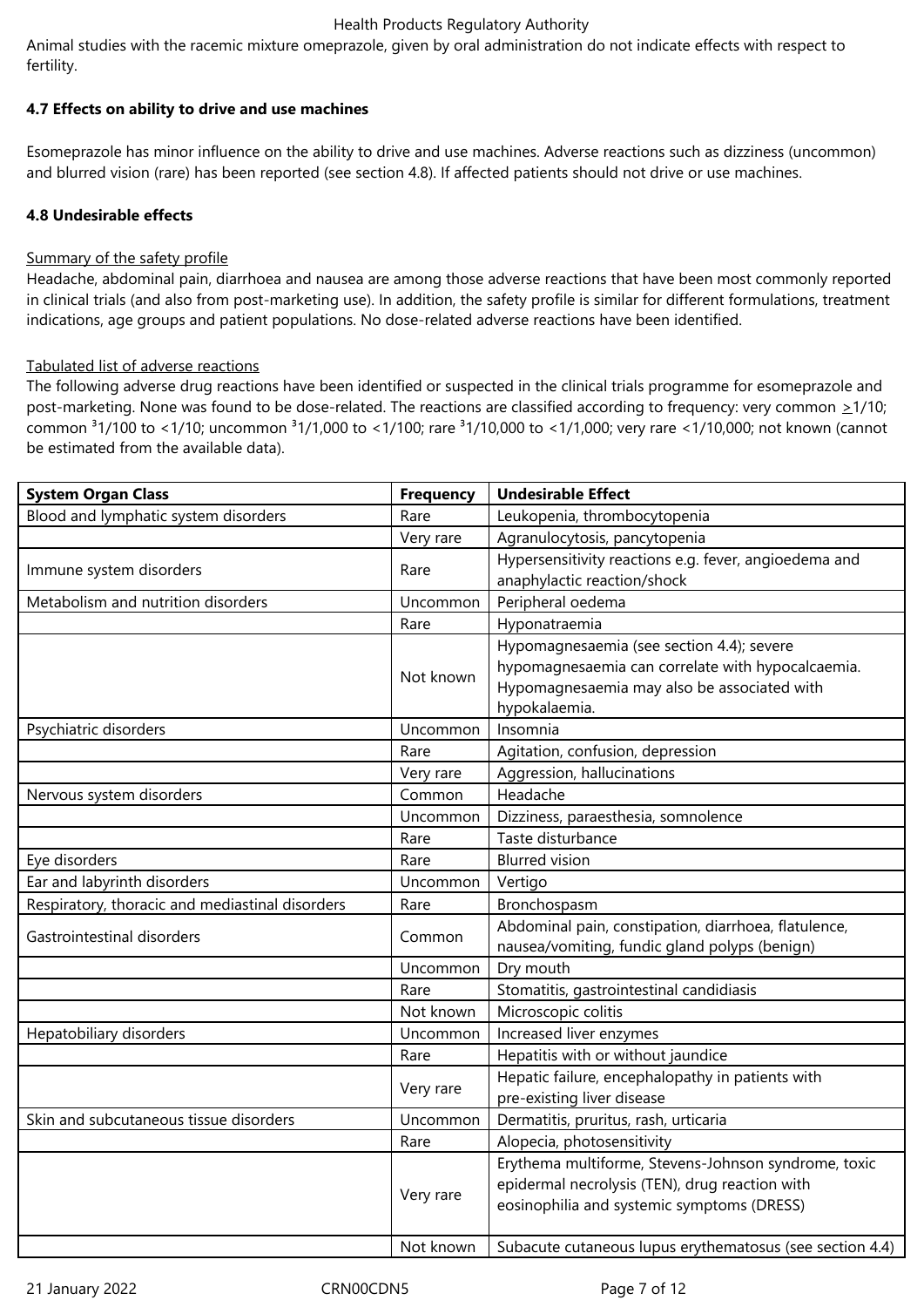Animal studies with the racemic mixture omeprazole, given by oral administration do not indicate effects with respect to fertility.

### 4.7 Effects on ability to drive and use machines

Esomeprazole has minor influence on the ability to drive and use machines. Adverse reactions such as dizziness (uncommon) and blurred vision (rare) has been reported (see section 4.8). If affected patients should not drive or use machines.

### 4.8 Undesirable effects

Summary of the safety profile

Headache, abdominal pain, diarrhoea and nausea are among those adverse reactions that have been most commonly reported in clinical trials (and also from post-marketing use). In addition, the safety profile is similar for different formulations, treatment indications, age groups and patient populations. No dose-related adverse reactions have been identified.

Tabulated list of adverse reactions

The following adverse drug reactions have been identified or suspected in the clinical trials programme for esomeprazole and post-marketing. None was found to be dose-related. The reactions are classified according to frequency: very common ≥1/10; common ³1/100 to <1/10; uncommon ³1/1,000 to <1/100; rare ³1/10,000 to <1/1,000; very rare <1/10,000; not known (cannot be estimated from the available data).

| System Organ Class | Frequency | Undesirable Effect |
| --- | --- | --- |
| Blood and lymphatic system disorders | Rare | Leukopenia, thrombocytopenia |
| | Very rare | Agranulocytosis, pancytopenia |
| Immune system disorders | Rare | Hypersensitivity reactions e.g. fever, angioedema and anaphylactic reaction/shock |
| Metabolism and nutrition disorders | Uncommon | Peripheral oedema |
| | Rare | Hyponatraemia |
| | Not known | Hypomagnesaemia (see section 4.4); severe hypomagnesaemia can correlate with hypocalcaemia. Hypomagnesaemia may also be associated with hypokalaemia. |
| Psychiatric disorders | Uncommon | Insomnia |
| | Rare | Agitation, confusion, depression |
| | Very rare | Aggression, hallucinations |
| Nervous system disorders | Common | Headache |
| | Uncommon | Dizziness, paraesthesia, somnolence |
| | Rare | Taste disturbance |
| Eye disorders | Rare | Blurred vision |
| Ear and labyrinth disorders | Uncommon | Vertigo |
| Respiratory, thoracic and mediastinal disorders | Rare | Bronchospasm |
| Gastrointestinal disorders | Common | Abdominal pain, constipation, diarrhoea, flatulence, nausea/vomiting, fundic gland polyps (benign) |
| | Uncommon | Dry mouth |
| | Rare | Stomatitis, gastrointestinal candidiasis |
| | Not known | Microscopic colitis |
| Hepatobiliary disorders | Uncommon | Increased liver enzymes |
| | Rare | Hepatitis with or without jaundice |
| | Very rare | Hepatic failure, encephalopathy in patients with pre-existing liver disease |
| Skin and subcutaneous tissue disorders | Uncommon | Dermatitis, pruritus, rash, urticaria |
| | Rare | Alopecia, photosensitivity |
| | Very rare | Erythema multiforme, Stevens-Johnson syndrome, toxic epidermal necrolysis (TEN), drug reaction with eosinophilia and systemic symptoms (DRESS) |
| | Not known | Subacute cutaneous lupus erythematosus (see section 4.4) |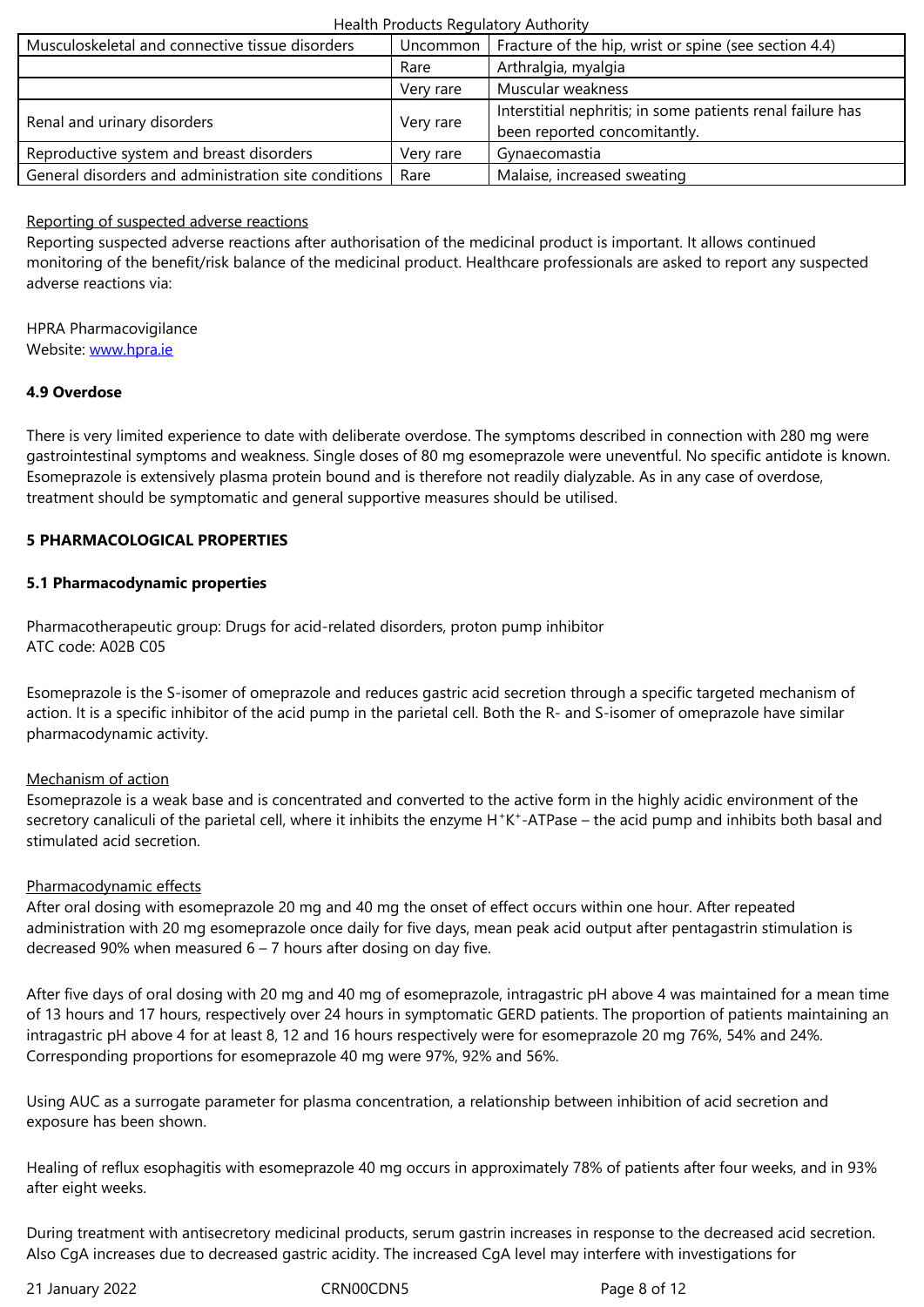| | | |
|---|---|---|
| Musculoskeletal and connective tissue disorders | Uncommon | Fracture of the hip, wrist or spine (see section 4.4) |
| | Rare | Arthralgia, myalgia |
| | Very rare | Muscular weakness |
| Renal and urinary disorders | Very rare | Interstitial nephritis; in some patients renal failure has been reported concomitantly. |
| Reproductive system and breast disorders | Very rare | Gynaecomastia |
| General disorders and administration site conditions | Rare | Malaise, increased sweating |

Reporting of suspected adverse reactions

Reporting suspected adverse reactions after authorisation of the medicinal product is important. It allows continued monitoring of the benefit/risk balance of the medicinal product. Healthcare professionals are asked to report any suspected adverse reactions via:

HPRA Pharmacovigilance
Website: www.hpra.ie

**4.9 Overdose**

There is very limited experience to date with deliberate overdose. The symptoms described in connection with 280 mg were gastrointestinal symptoms and weakness. Single doses of 80 mg esomeprazole were uneventful. No specific antidote is known. Esomeprazole is extensively plasma protein bound and is therefore not readily dialyzable. As in any case of overdose, treatment should be symptomatic and general supportive measures should be utilised.

**5 PHARMACOLOGICAL PROPERTIES**

**5.1 Pharmacodynamic properties**

Pharmacotherapeutic group: Drugs for acid-related disorders, proton pump inhibitor
ATC code: A02B C05

Esomeprazole is the S-isomer of omeprazole and reduces gastric acid secretion through a specific targeted mechanism of action. It is a specific inhibitor of the acid pump in the parietal cell. Both the R- and S-isomer of omeprazole have similar pharmacodynamic activity.

Mechanism of action

Esomeprazole is a weak base and is concentrated and converted to the active form in the highly acidic environment of the secretory canaliculi of the parietal cell, where it inhibits the enzyme $H^+K^+$-ATPase – the acid pump and inhibits both basal and stimulated acid secretion.

Pharmacodynamic effects

After oral dosing with esomeprazole 20 mg and 40 mg the onset of effect occurs within one hour. After repeated administration with 20 mg esomeprazole once daily for five days, mean peak acid output after pentagastrin stimulation is decreased 90% when measured 6 – 7 hours after dosing on day five.

After five days of oral dosing with 20 mg and 40 mg of esomeprazole, intragastric pH above 4 was maintained for a mean time of 13 hours and 17 hours, respectively over 24 hours in symptomatic GERD patients. The proportion of patients maintaining an intragastric pH above 4 for at least 8, 12 and 16 hours respectively were for esomeprazole 20 mg 76%, 54% and 24%. Corresponding proportions for esomeprazole 40 mg were 97%, 92% and 56%.

Using AUC as a surrogate parameter for plasma concentration, a relationship between inhibition of acid secretion and exposure has been shown.

Healing of reflux esophagitis with esomeprazole 40 mg occurs in approximately 78% of patients after four weeks, and in 93% after eight weeks.

During treatment with antisecretory medicinal products, serum gastrin increases in response to the decreased acid secretion. Also CgA increases due to decreased gastric acidity. The increased CgA level may interfere with investigations for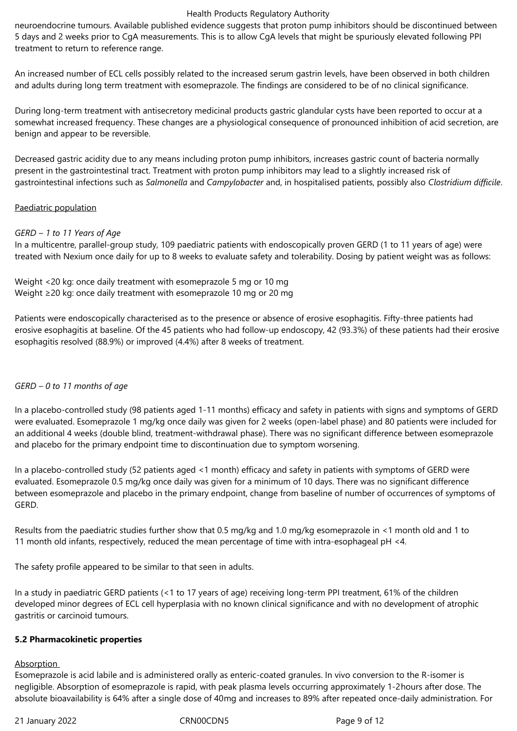neuroendocrine tumours. Available published evidence suggests that proton pump inhibitors should be discontinued between 5 days and 2 weeks prior to CgA measurements. This is to allow CgA levels that might be spuriously elevated following PPI treatment to return to reference range.

An increased number of ECL cells possibly related to the increased serum gastrin levels, have been observed in both children and adults during long term treatment with esomeprazole. The findings are considered to be of no clinical significance.

During long-term treatment with antisecretory medicinal products gastric glandular cysts have been reported to occur at a somewhat increased frequency. These changes are a physiological consequence of pronounced inhibition of acid secretion, are benign and appear to be reversible.

Decreased gastric acidity due to any means including proton pump inhibitors, increases gastric count of bacteria normally present in the gastrointestinal tract. Treatment with proton pump inhibitors may lead to a slightly increased risk of gastrointestinal infections such as *Salmonella* and *Campylobacter* and, in hospitalised patients, possibly also *Clostridium difficile*.

Paediatric population

*GERD – 1 to 11 Years of Age*

In a multicentre, parallel-group study, 109 paediatric patients with endoscopically proven GERD (1 to 11 years of age) were treated with Nexium once daily for up to 8 weeks to evaluate safety and tolerability. Dosing by patient weight was as follows:

Weight <20 kg: once daily treatment with esomeprazole 5 mg or 10 mg
Weight ≥20 kg: once daily treatment with esomeprazole 10 mg or 20 mg

Patients were endoscopically characterised as to the presence or absence of erosive esophagitis. Fifty-three patients had erosive esophagitis at baseline. Of the 45 patients who had follow-up endoscopy, 42 (93.3%) of these patients had their erosive esophagitis resolved (88.9%) or improved (4.4%) after 8 weeks of treatment.

*GERD – 0 to 11 months of age*

In a placebo-controlled study (98 patients aged 1-11 months) efficacy and safety in patients with signs and symptoms of GERD were evaluated. Esomeprazole 1 mg/kg once daily was given for 2 weeks (open-label phase) and 80 patients were included for an additional 4 weeks (double blind, treatment-withdrawal phase). There was no significant difference between esomeprazole and placebo for the primary endpoint time to discontinuation due to symptom worsening.

In a placebo-controlled study (52 patients aged <1 month) efficacy and safety in patients with symptoms of GERD were evaluated. Esomeprazole 0.5 mg/kg once daily was given for a minimum of 10 days. There was no significant difference between esomeprazole and placebo in the primary endpoint, change from baseline of number of occurrences of symptoms of GERD.

Results from the paediatric studies further show that 0.5 mg/kg and 1.0 mg/kg esomeprazole in <1 month old and 1 to 11 month old infants, respectively, reduced the mean percentage of time with intra-esophageal pH <4.

The safety profile appeared to be similar to that seen in adults.

In a study in paediatric GERD patients (<1 to 17 years of age) receiving long-term PPI treatment, 61% of the children developed minor degrees of ECL cell hyperplasia with no known clinical significance and with no development of atrophic gastritis or carcinoid tumours.

**5.2 Pharmacokinetic properties**

Absorption

Esomeprazole is acid labile and is administered orally as enteric-coated granules. In vivo conversion to the R-isomer is negligible. Absorption of esomeprazole is rapid, with peak plasma levels occurring approximately 1-2 hours after dose. The absolute bioavailability is 64% after a single dose of 40mg and increases to 89% after repeated once-daily administration. For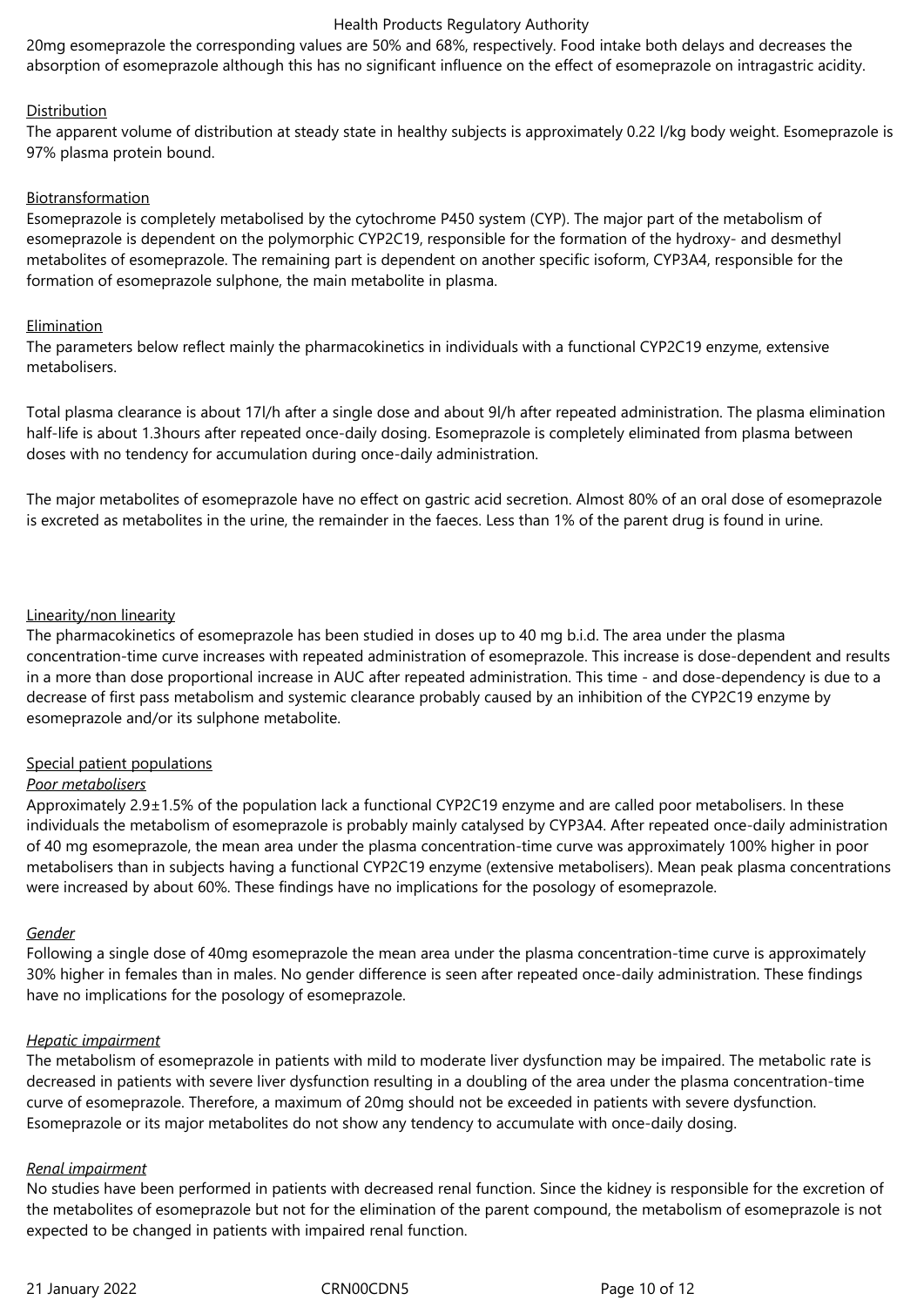20mg esomeprazole the corresponding values are 50% and 68%, respectively. Food intake both delays and decreases the absorption of esomeprazole although this has no significant influence on the effect of esomeprazole on intragastric acidity.

Distribution

The apparent volume of distribution at steady state in healthy subjects is approximately 0.22 l/kg body weight. Esomeprazole is 97% plasma protein bound.

Biotransformation

Esomeprazole is completely metabolised by the cytochrome P450 system (CYP). The major part of the metabolism of esomeprazole is dependent on the polymorphic CYP2C19, responsible for the formation of the hydroxy- and desmethyl metabolites of esomeprazole. The remaining part is dependent on another specific isoform, CYP3A4, responsible for the formation of esomeprazole sulphone, the main metabolite in plasma.

Elimination

The parameters below reflect mainly the pharmacokinetics in individuals with a functional CYP2C19 enzyme, extensive metabolisers.

Total plasma clearance is about 17l/h after a single dose and about 9l/h after repeated administration. The plasma elimination half-life is about 1.3hours after repeated once-daily dosing. Esomeprazole is completely eliminated from plasma between doses with no tendency for accumulation during once-daily administration.

The major metabolites of esomeprazole have no effect on gastric acid secretion. Almost 80% of an oral dose of esomeprazole is excreted as metabolites in the urine, the remainder in the faeces. Less than 1% of the parent drug is found in urine.

Linearity/non linearity

The pharmacokinetics of esomeprazole has been studied in doses up to 40 mg b.i.d. The area under the plasma concentration-time curve increases with repeated administration of esomeprazole. This increase is dose-dependent and results in a more than dose proportional increase in AUC after repeated administration. This time - and dose-dependency is due to a decrease of first pass metabolism and systemic clearance probably caused by an inhibition of the CYP2C19 enzyme by esomeprazole and/or its sulphone metabolite.

Special patient populations

*Poor metabolisers*

Approximately 2.9±1.5% of the population lack a functional CYP2C19 enzyme and are called poor metabolisers. In these individuals the metabolism of esomeprazole is probably mainly catalysed by CYP3A4. After repeated once-daily administration of 40 mg esomeprazole, the mean area under the plasma concentration-time curve was approximately 100% higher in poor metabolisers than in subjects having a functional CYP2C19 enzyme (extensive metabolisers). Mean peak plasma concentrations were increased by about 60%. These findings have no implications for the posology of esomeprazole.

*Gender*

Following a single dose of 40mg esomeprazole the mean area under the plasma concentration-time curve is approximately 30% higher in females than in males. No gender difference is seen after repeated once-daily administration. These findings have no implications for the posology of esomeprazole.

*Hepatic impairment*

The metabolism of esomeprazole in patients with mild to moderate liver dysfunction may be impaired. The metabolic rate is decreased in patients with severe liver dysfunction resulting in a doubling of the area under the plasma concentration-time curve of esomeprazole. Therefore, a maximum of 20mg should not be exceeded in patients with severe dysfunction. Esomeprazole or its major metabolites do not show any tendency to accumulate with once-daily dosing.

*Renal impairment*

No studies have been performed in patients with decreased renal function. Since the kidney is responsible for the excretion of the metabolites of esomeprazole but not for the elimination of the parent compound, the metabolism of esomeprazole is not expected to be changed in patients with impaired renal function.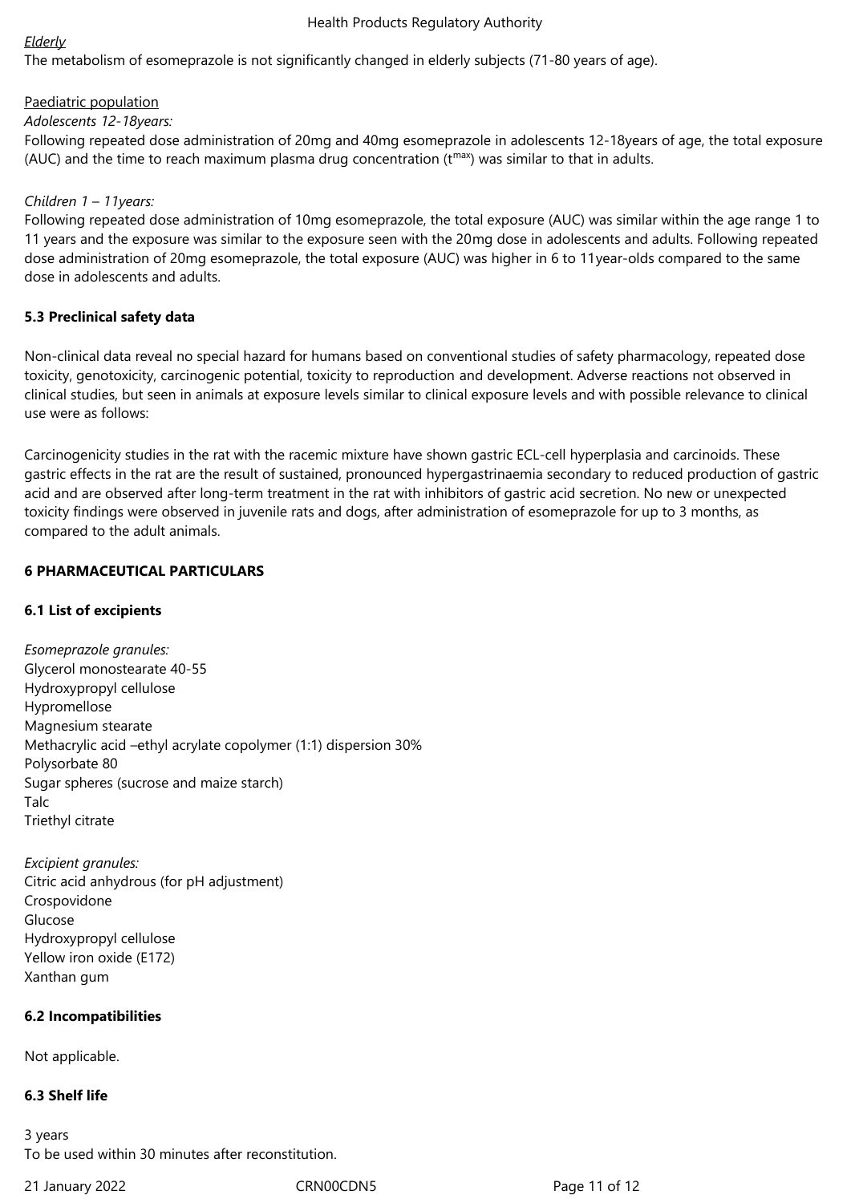*Elderly*

The metabolism of esomeprazole is not significantly changed in elderly subjects (71-80 years of age).

Paediatric population

*Adolescents 12-18years:*

Following repeated dose administration of 20mg and 40mg esomeprazole in adolescents 12-18years of age, the total exposure (AUC) and the time to reach maximum plasma drug concentration ($t^{max}$) was similar to that in adults.

*Children 1 – 11years:*

Following repeated dose administration of 10mg esomeprazole, the total exposure (AUC) was similar within the age range 1 to 11 years and the exposure was similar to the exposure seen with the 20mg dose in adolescents and adults. Following repeated dose administration of 20mg esomeprazole, the total exposure (AUC) was higher in 6 to 11year-olds compared to the same dose in adolescents and adults.

**5.3 Preclinical safety data**

Non-clinical data reveal no special hazard for humans based on conventional studies of safety pharmacology, repeated dose toxicity, genotoxicity, carcinogenic potential, toxicity to reproduction and development. Adverse reactions not observed in clinical studies, but seen in animals at exposure levels similar to clinical exposure levels and with possible relevance to clinical use were as follows:

Carcinogenicity studies in the rat with the racemic mixture have shown gastric ECL-cell hyperplasia and carcinoids. These gastric effects in the rat are the result of sustained, pronounced hypergastrinaemia secondary to reduced production of gastric acid and are observed after long-term treatment in the rat with inhibitors of gastric acid secretion. No new or unexpected toxicity findings were observed in juvenile rats and dogs, after administration of esomeprazole for up to 3 months, as compared to the adult animals.

**6 PHARMACEUTICAL PARTICULARS**

**6.1 List of excipients**

*Esomeprazole granules:*
Glycerol monostearate 40-55
Hydroxypropyl cellulose
Hypromellose
Magnesium stearate
Methacrylic acid –ethyl acrylate copolymer (1:1) dispersion 30%
Polysorbate 80
Sugar spheres (sucrose and maize starch)
Talc
Triethyl citrate

*Excipient granules:*
Citric acid anhydrous (for pH adjustment)
Crospovidone
Glucose
Hydroxypropyl cellulose
Yellow iron oxide (E172)
Xanthan gum

**6.2 Incompatibilities**

Not applicable.

**6.3 Shelf life**

3 years
To be used within 30 minutes after reconstitution.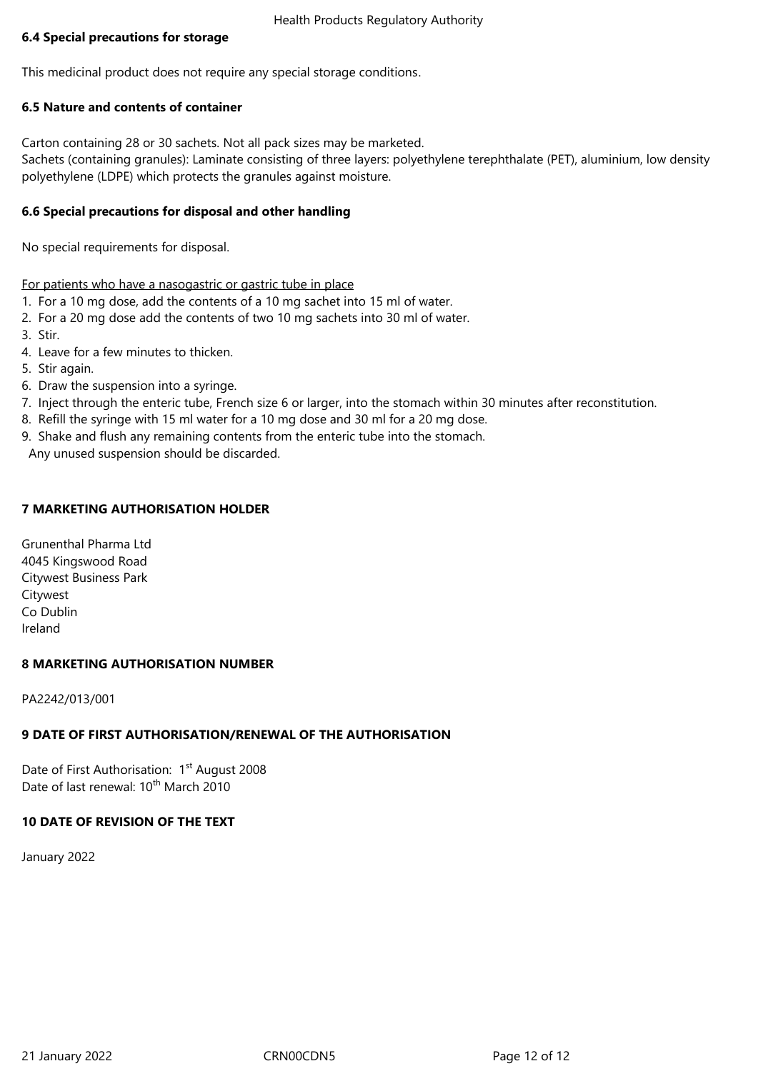### 6.4 Special precautions for storage

This medicinal product does not require any special storage conditions.

### 6.5 Nature and contents of container

Carton containing 28 or 30 sachets. Not all pack sizes may be marketed.
Sachets (containing granules): Laminate consisting of three layers: polyethylene terephthalate (PET), aluminium, low density polyethylene (LDPE) which protects the granules against moisture.

### 6.6 Special precautions for disposal and other handling

No special requirements for disposal.

For patients who have a nasogastric or gastric tube in place

1. For a 10 mg dose, add the contents of a 10 mg sachet into 15 ml of water.
2. For a 20 mg dose add the contents of two 10 mg sachets into 30 ml of water.
3. Stir.
4. Leave for a few minutes to thicken.
5. Stir again.
6. Draw the suspension into a syringe.
7. Inject through the enteric tube, French size 6 or larger, into the stomach within 30 minutes after reconstitution.
8. Refill the syringe with 15 ml water for a 10 mg dose and 30 ml for a 20 mg dose.
9. Shake and flush any remaining contents from the enteric tube into the stomach.

Any unused suspension should be discarded.

## 7 MARKETING AUTHORISATION HOLDER

Grunenthal Pharma Ltd
4045 Kingswood Road
Citywest Business Park
Citywest
Co Dublin
Ireland

## 8 MARKETING AUTHORISATION NUMBER

PA2242/013/001

## 9 DATE OF FIRST AUTHORISATION/RENEWAL OF THE AUTHORISATION

Date of First Authorisation: 1st August 2008
Date of last renewal: 10th March 2010

## 10 DATE OF REVISION OF THE TEXT

January 2022